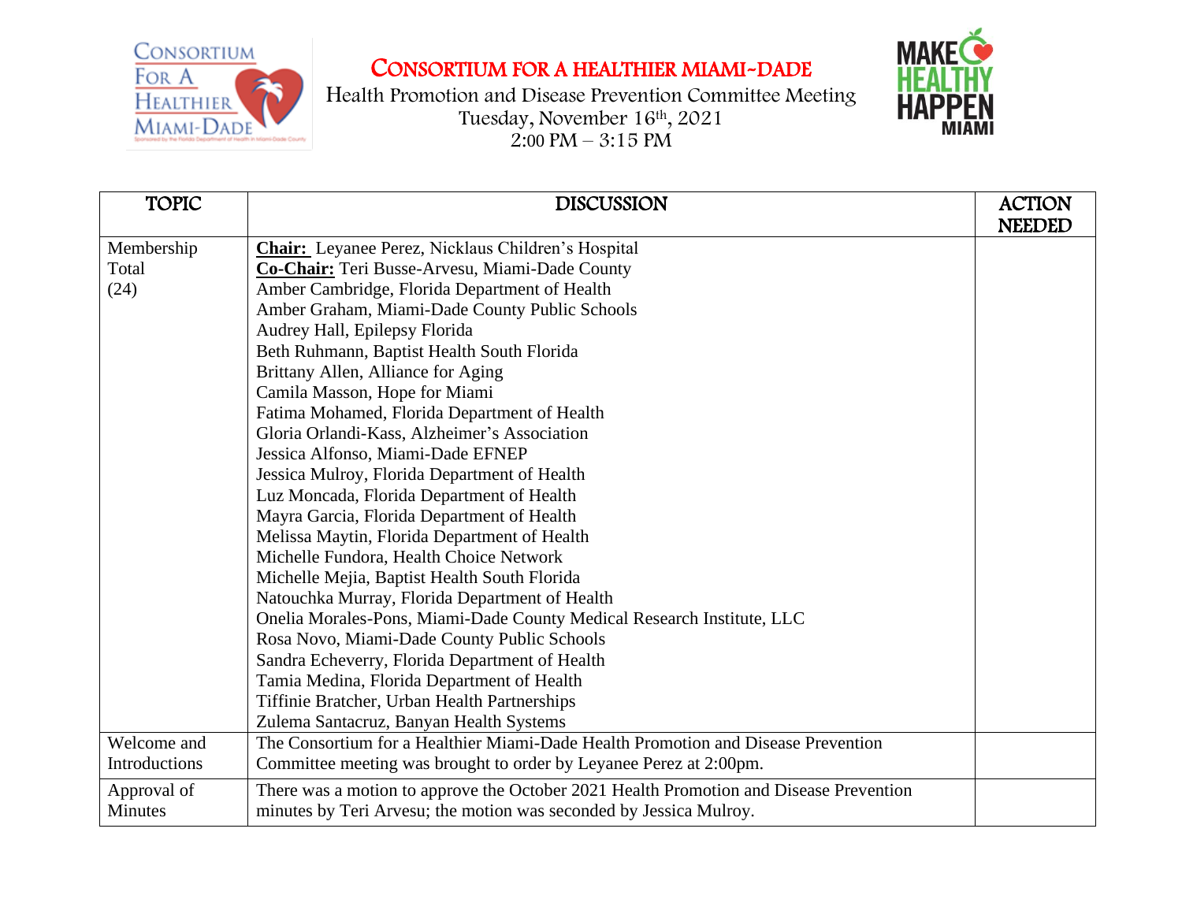# CONSORTIUM FOR A HEALTHIER MIAMI-DADE

Health Promotion and Disease Prevention Committee Meeting
Tuesday, November 16th, 2021
2:00 PM – 3:15 PM

| TOPIC | DISCUSSION | ACTION NEEDED |
|---|---|---|
| Membership Total (24) | **Chair:** Leyanee Perez, Nicklaus Children's Hospital<br>**Co-Chair:** Teri Busse-Arvesu, Miami-Dade County<br>Amber Cambridge, Florida Department of Health<br>Amber Graham, Miami-Dade County Public Schools<br>Audrey Hall, Epilepsy Florida<br>Beth Ruhmann, Baptist Health South Florida<br>Brittany Allen, Alliance for Aging<br>Camila Masson, Hope for Miami<br>Fatima Mohamed, Florida Department of Health<br>Gloria Orlandi-Kass, Alzheimer's Association<br>Jessica Alfonso, Miami-Dade EFNEP<br>Jessica Mulroy, Florida Department of Health<br>Luz Moncada, Florida Department of Health<br>Mayra Garcia, Florida Department of Health<br>Melissa Maytin, Florida Department of Health<br>Michelle Fundora, Health Choice Network<br>Michelle Mejia, Baptist Health South Florida<br>Natouchka Murray, Florida Department of Health<br>Onelia Morales-Pons, Miami-Dade County Medical Research Institute, LLC<br>Rosa Novo, Miami-Dade County Public Schools<br>Sandra Echeverry, Florida Department of Health<br>Tamia Medina, Florida Department of Health<br>Tiffinie Bratcher, Urban Health Partnerships<br>Zulema Santacruz, Banyan Health Systems | |
| Welcome and Introductions | The Consortium for a Healthier Miami-Dade Health Promotion and Disease Prevention Committee meeting was brought to order by Leyanee Perez at 2:00pm. | |
| Approval of Minutes | There was a motion to approve the October 2021 Health Promotion and Disease Prevention minutes by Teri Arvesu; the motion was seconded by Jessica Mulroy. | |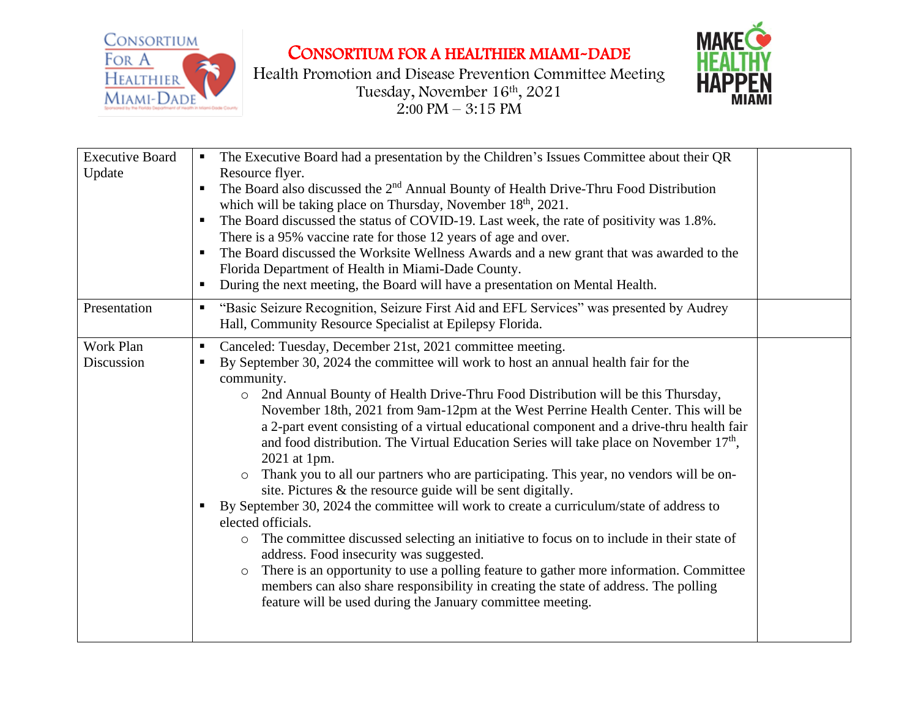# CONSORTIUM FOR A HEALTHIER MIAMI-DADE

Health Promotion and Disease Prevention Committee Meeting
Tuesday, November 16th, 2021
2:00 PM – 3:15 PM

| | | |
|---|---|---|
| Executive Board Update | ▪ The Executive Board had a presentation by the Children's Issues Committee about their QR Resource flyer.<br>▪ The Board also discussed the 2nd Annual Bounty of Health Drive-Thru Food Distribution which will be taking place on Thursday, November 18th, 2021.<br>▪ The Board discussed the status of COVID-19. Last week, the rate of positivity was 1.8%. There is a 95% vaccine rate for those 12 years of age and over.<br>▪ The Board discussed the Worksite Wellness Awards and a new grant that was awarded to the Florida Department of Health in Miami-Dade County.<br>▪ During the next meeting, the Board will have a presentation on Mental Health. | |
| Presentation | ▪ "Basic Seizure Recognition, Seizure First Aid and EFL Services" was presented by Audrey Hall, Community Resource Specialist at Epilepsy Florida. | |
| Work Plan Discussion | ▪ Canceled: Tuesday, December 21st, 2021 committee meeting.<br>▪ By September 30, 2024 the committee will work to host an annual health fair for the community.<br>  ○ 2nd Annual Bounty of Health Drive-Thru Food Distribution will be this Thursday, November 18th, 2021 from 9am-12pm at the West Perrine Health Center. This will be a 2-part event consisting of a virtual educational component and a drive-thru health fair and food distribution. The Virtual Education Series will take place on November 17th, 2021 at 1pm.<br>  ○ Thank you to all our partners who are participating. This year, no vendors will be on-site. Pictures & the resource guide will be sent digitally.<br>▪ By September 30, 2024 the committee will work to create a curriculum/state of address to elected officials.<br>  ○ The committee discussed selecting an initiative to focus on to include in their state of address. Food insecurity was suggested.<br>  ○ There is an opportunity to use a polling feature to gather more information. Committee members can also share responsibility in creating the state of address. The polling feature will be used during the January committee meeting. | |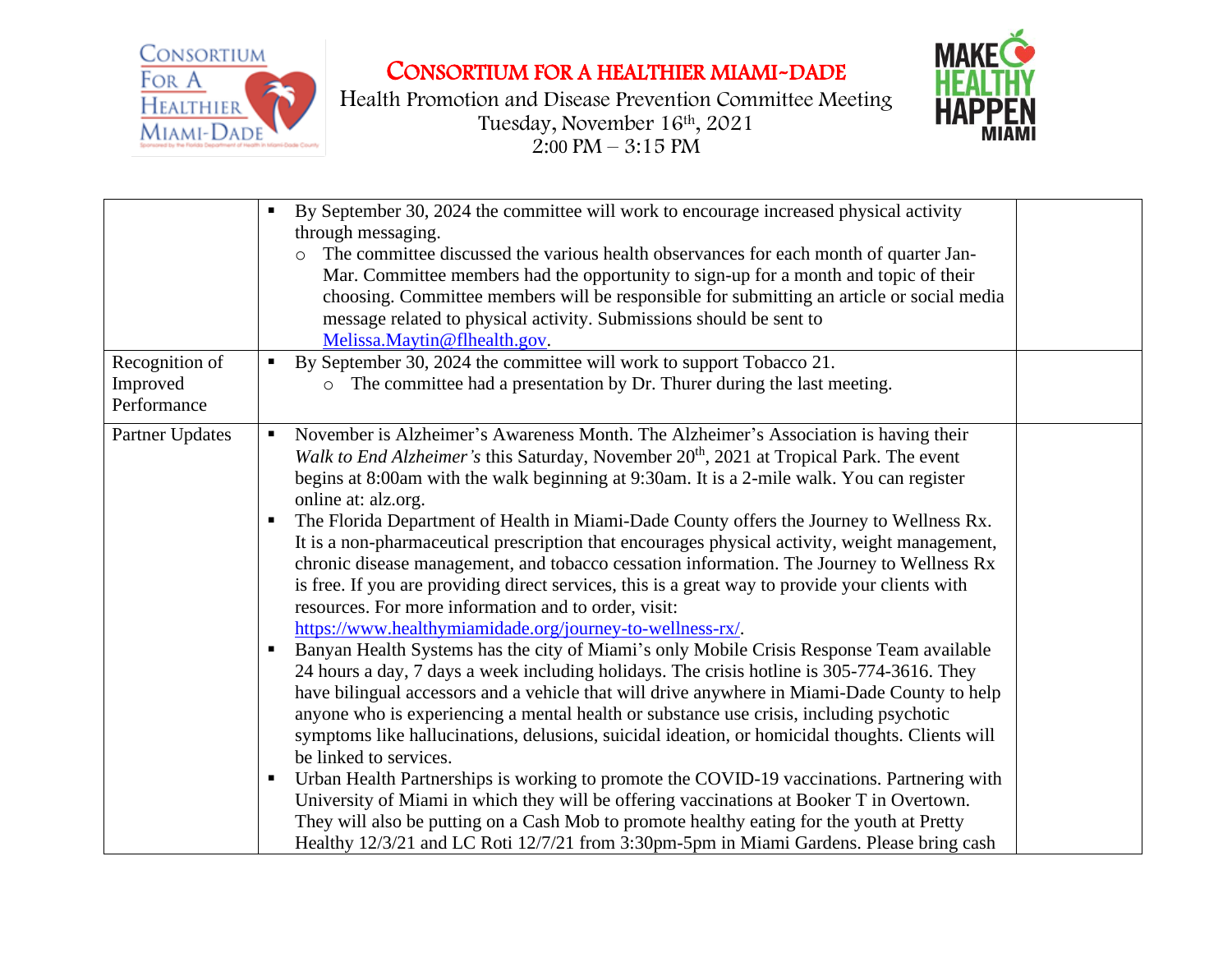# CONSORTIUM FOR A HEALTHIER MIAMI-DADE

Health Promotion and Disease Prevention Committee Meeting
Tuesday, November 16th, 2021
2:00 PM – 3:15 PM

| | | |
|---|---|---|
| | ▪ By September 30, 2024 the committee will work to encourage increased physical activity through messaging.<br>○ The committee discussed the various health observances for each month of quarter Jan-Mar. Committee members had the opportunity to sign-up for a month and topic of their choosing. Committee members will be responsible for submitting an article or social media message related to physical activity. Submissions should be sent to Melissa.Maytin@flhealth.gov. | |
| Recognition of Improved Performance | ▪ By September 30, 2024 the committee will work to support Tobacco 21.<br>○ The committee had a presentation by Dr. Thurer during the last meeting. | |
| Partner Updates | ▪ November is Alzheimer's Awareness Month. The Alzheimer's Association is having their *Walk to End Alzheimer's* this Saturday, November 20th, 2021 at Tropical Park. The event begins at 8:00am with the walk beginning at 9:30am. It is a 2-mile walk. You can register online at: alz.org.<br>▪ The Florida Department of Health in Miami-Dade County offers the Journey to Wellness Rx. It is a non-pharmaceutical prescription that encourages physical activity, weight management, chronic disease management, and tobacco cessation information. The Journey to Wellness Rx is free. If you are providing direct services, this is a great way to provide your clients with resources. For more information and to order, visit: https://www.healthymiamidade.org/journey-to-wellness-rx/.<br>▪ Banyan Health Systems has the city of Miami's only Mobile Crisis Response Team available 24 hours a day, 7 days a week including holidays. The crisis hotline is 305-774-3616. They have bilingual accessors and a vehicle that will drive anywhere in Miami-Dade County to help anyone who is experiencing a mental health or substance use crisis, including psychotic symptoms like hallucinations, delusions, suicidal ideation, or homicidal thoughts. Clients will be linked to services.<br>▪ Urban Health Partnerships is working to promote the COVID-19 vaccinations. Partnering with University of Miami in which they will be offering vaccinations at Booker T in Overtown. They will also be putting on a Cash Mob to promote healthy eating for the youth at Pretty Healthy 12/3/21 and LC Roti 12/7/21 from 3:30pm-5pm in Miami Gardens. Please bring cash | |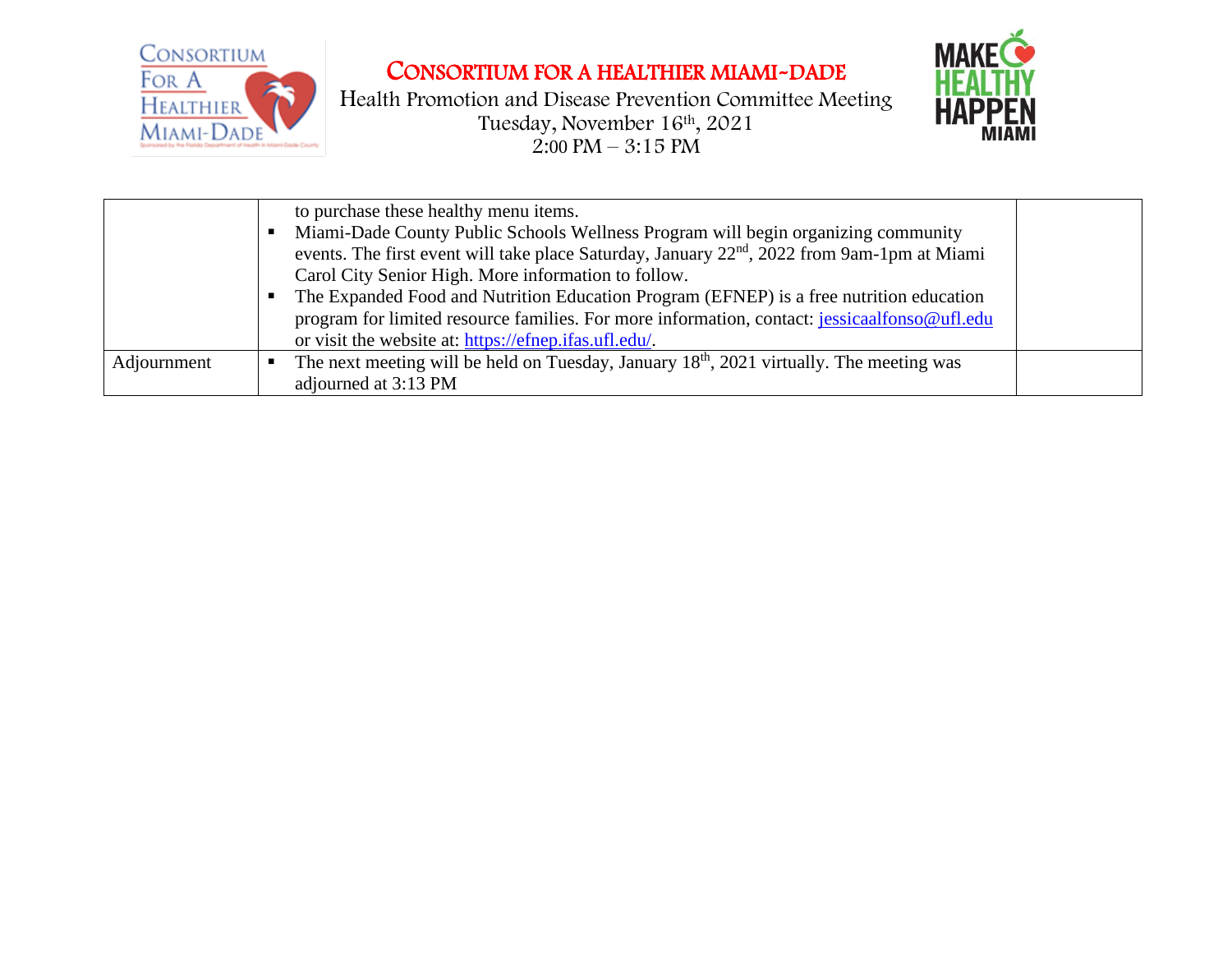# CONSORTIUM FOR A HEALTHIER MIAMI-DADE

Health Promotion and Disease Prevention Committee Meeting
Tuesday, November 16th, 2021
2:00 PM – 3:15 PM

| | | |
|---|---|---|
| | to purchase these healthy menu items.<br>▪ Miami-Dade County Public Schools Wellness Program will begin organizing community events. The first event will take place Saturday, January 22nd, 2022 from 9am-1pm at Miami Carol City Senior High. More information to follow.<br>▪ The Expanded Food and Nutrition Education Program (EFNEP) is a free nutrition education program for limited resource families. For more information, contact: jessicaalfonso@ufl.edu or visit the website at: https://efnep.ifas.ufl.edu/. | |
| Adjournment | ▪ The next meeting will be held on Tuesday, January 18th, 2021 virtually. The meeting was adjourned at 3:13 PM | |